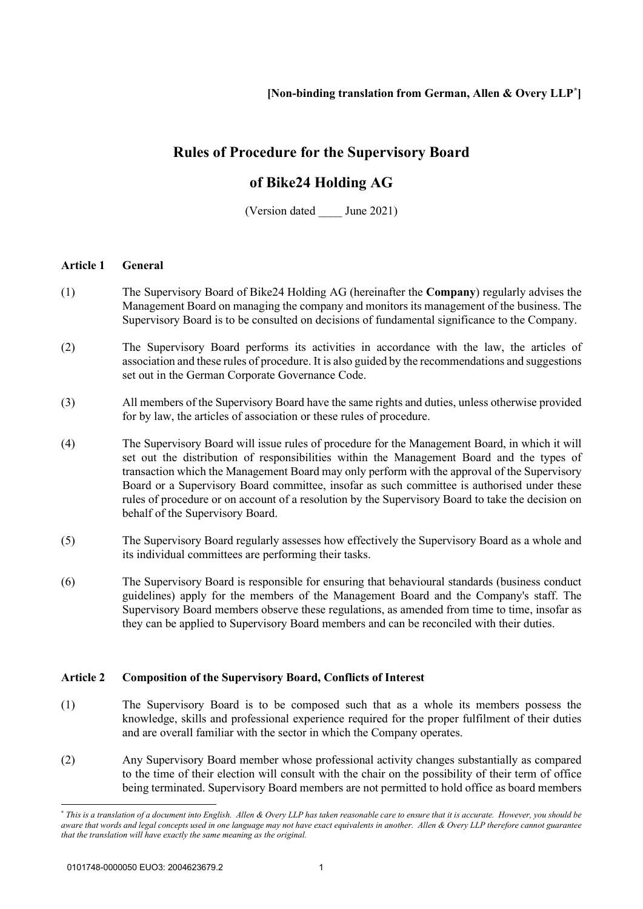**[Non-binding translation from German, Allen & Overy LLP*]**

# Rules of Procedure for the Supervisory Board

# of Bike24 Holding AG

(Version dated ____ June 2021)

## Article 1 General

(1) The Supervisory Board of Bike24 Holding AG (hereinafter the **Company**) regularly advises the Management Board on managing the company and monitors its management of the business. The Supervisory Board is to be consulted on decisions of fundamental significance to the Company.

(2) The Supervisory Board performs its activities in accordance with the law, the articles of association and these rules of procedure. It is also guided by the recommendations and suggestions set out in the German Corporate Governance Code.

(3) All members of the Supervisory Board have the same rights and duties, unless otherwise provided for by law, the articles of association or these rules of procedure.

(4) The Supervisory Board will issue rules of procedure for the Management Board, in which it will set out the distribution of responsibilities within the Management Board and the types of transaction which the Management Board may only perform with the approval of the Supervisory Board or a Supervisory Board committee, insofar as such committee is authorised under these rules of procedure or on account of a resolution by the Supervisory Board to take the decision on behalf of the Supervisory Board.

(5) The Supervisory Board regularly assesses how effectively the Supervisory Board as a whole and its individual committees are performing their tasks.

(6) The Supervisory Board is responsible for ensuring that behavioural standards (business conduct guidelines) apply for the members of the Management Board and the Company's staff. The Supervisory Board members observe these regulations, as amended from time to time, insofar as they can be applied to Supervisory Board members and can be reconciled with their duties.

## Article 2 Composition of the Supervisory Board, Conflicts of Interest

(1) The Supervisory Board is to be composed such that as a whole its members possess the knowledge, skills and professional experience required for the proper fulfilment of their duties and are overall familiar with the sector in which the Company operates.

(2) Any Supervisory Board member whose professional activity changes substantially as compared to the time of their election will consult with the chair on the possibility of their term of office being terminated. Supervisory Board members are not permitted to hold office as board members

---

* *This is a translation of a document into English. Allen & Overy LLP has taken reasonable care to ensure that it is accurate. However, you should be aware that words and legal concepts used in one language may not have exact equivalents in another. Allen & Overy LLP therefore cannot guarantee that the translation will have exactly the same meaning as the original.*

0101748-0000050 EUO3: 2004623679.2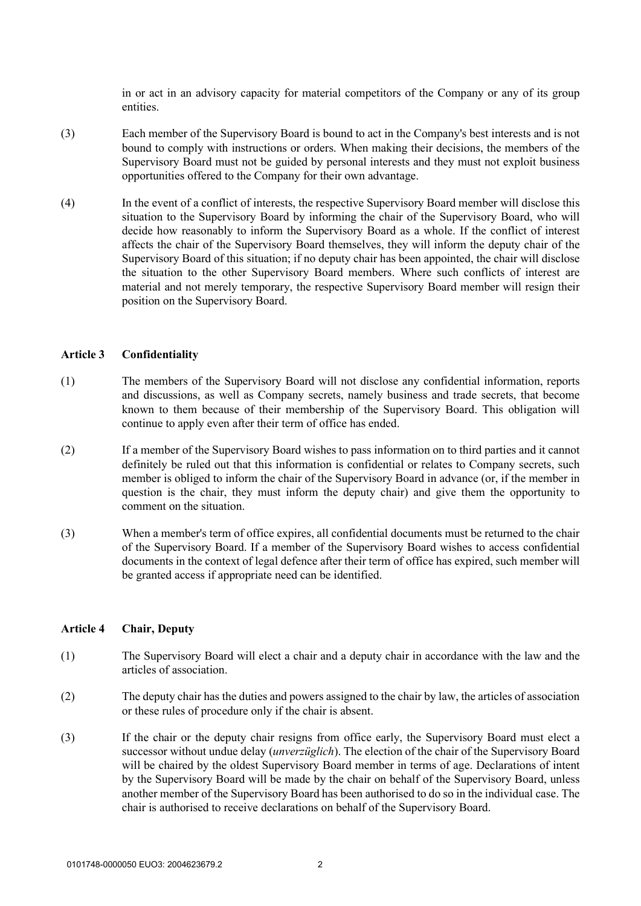in or act in an advisory capacity for material competitors of the Company or any of its group entities.

(3) Each member of the Supervisory Board is bound to act in the Company's best interests and is not bound to comply with instructions or orders. When making their decisions, the members of the Supervisory Board must not be guided by personal interests and they must not exploit business opportunities offered to the Company for their own advantage.

(4) In the event of a conflict of interests, the respective Supervisory Board member will disclose this situation to the Supervisory Board by informing the chair of the Supervisory Board, who will decide how reasonably to inform the Supervisory Board as a whole. If the conflict of interest affects the chair of the Supervisory Board themselves, they will inform the deputy chair of the Supervisory Board of this situation; if no deputy chair has been appointed, the chair will disclose the situation to the other Supervisory Board members. Where such conflicts of interest are material and not merely temporary, the respective Supervisory Board member will resign their position on the Supervisory Board.

## Article 3 Confidentiality

(1) The members of the Supervisory Board will not disclose any confidential information, reports and discussions, as well as Company secrets, namely business and trade secrets, that become known to them because of their membership of the Supervisory Board. This obligation will continue to apply even after their term of office has ended.

(2) If a member of the Supervisory Board wishes to pass information on to third parties and it cannot definitely be ruled out that this information is confidential or relates to Company secrets, such member is obliged to inform the chair of the Supervisory Board in advance (or, if the member in question is the chair, they must inform the deputy chair) and give them the opportunity to comment on the situation.

(3) When a member's term of office expires, all confidential documents must be returned to the chair of the Supervisory Board. If a member of the Supervisory Board wishes to access confidential documents in the context of legal defence after their term of office has expired, such member will be granted access if appropriate need can be identified.

## Article 4 Chair, Deputy

(1) The Supervisory Board will elect a chair and a deputy chair in accordance with the law and the articles of association.

(2) The deputy chair has the duties and powers assigned to the chair by law, the articles of association or these rules of procedure only if the chair is absent.

(3) If the chair or the deputy chair resigns from office early, the Supervisory Board must elect a successor without undue delay (*unverzüglich*). The election of the chair of the Supervisory Board will be chaired by the oldest Supervisory Board member in terms of age. Declarations of intent by the Supervisory Board will be made by the chair on behalf of the Supervisory Board, unless another member of the Supervisory Board has been authorised to do so in the individual case. The chair is authorised to receive declarations on behalf of the Supervisory Board.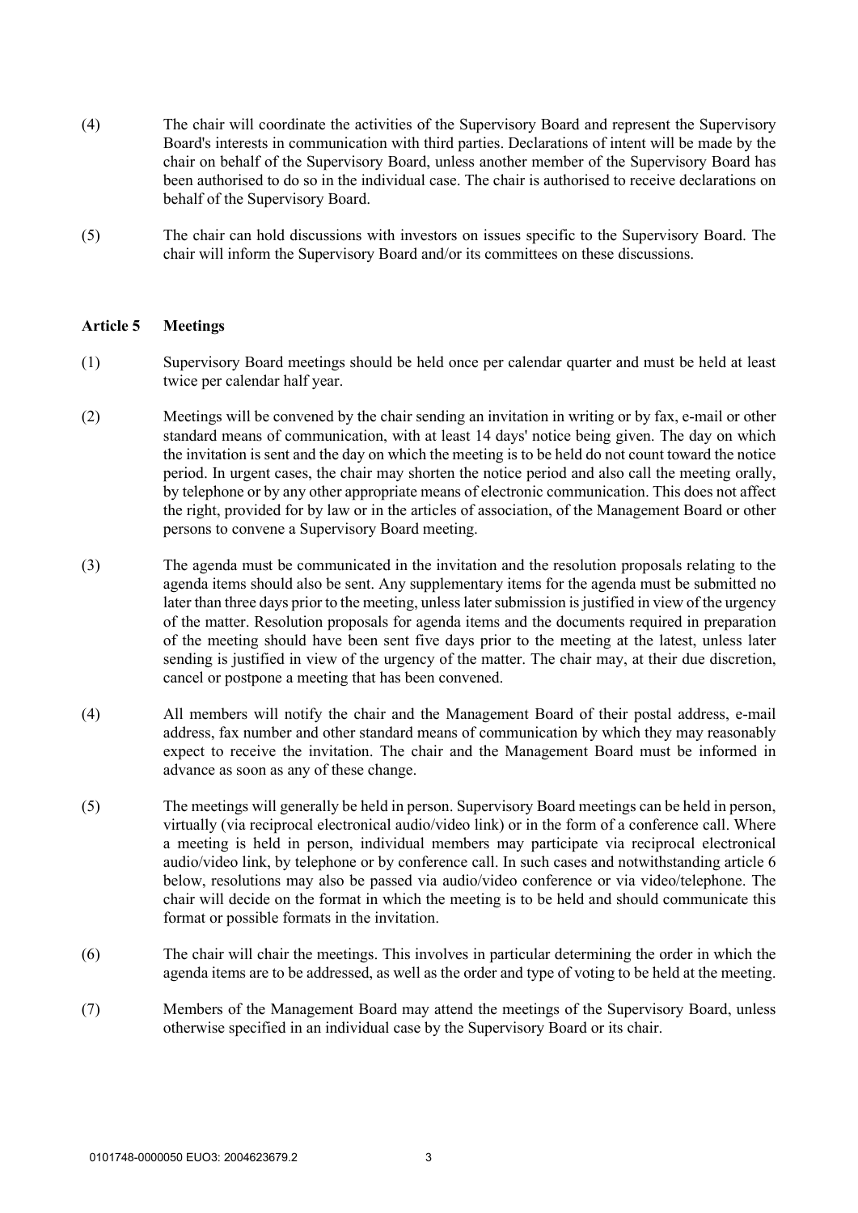(4) The chair will coordinate the activities of the Supervisory Board and represent the Supervisory Board's interests in communication with third parties. Declarations of intent will be made by the chair on behalf of the Supervisory Board, unless another member of the Supervisory Board has been authorised to do so in the individual case. The chair is authorised to receive declarations on behalf of the Supervisory Board.

(5) The chair can hold discussions with investors on issues specific to the Supervisory Board. The chair will inform the Supervisory Board and/or its committees on these discussions.

## Article 5 Meetings

(1) Supervisory Board meetings should be held once per calendar quarter and must be held at least twice per calendar half year.

(2) Meetings will be convened by the chair sending an invitation in writing or by fax, e-mail or other standard means of communication, with at least 14 days' notice being given. The day on which the invitation is sent and the day on which the meeting is to be held do not count toward the notice period. In urgent cases, the chair may shorten the notice period and also call the meeting orally, by telephone or by any other appropriate means of electronic communication. This does not affect the right, provided for by law or in the articles of association, of the Management Board or other persons to convene a Supervisory Board meeting.

(3) The agenda must be communicated in the invitation and the resolution proposals relating to the agenda items should also be sent. Any supplementary items for the agenda must be submitted no later than three days prior to the meeting, unless later submission is justified in view of the urgency of the matter. Resolution proposals for agenda items and the documents required in preparation of the meeting should have been sent five days prior to the meeting at the latest, unless later sending is justified in view of the urgency of the matter. The chair may, at their due discretion, cancel or postpone a meeting that has been convened.

(4) All members will notify the chair and the Management Board of their postal address, e-mail address, fax number and other standard means of communication by which they may reasonably expect to receive the invitation. The chair and the Management Board must be informed in advance as soon as any of these change.

(5) The meetings will generally be held in person. Supervisory Board meetings can be held in person, virtually (via reciprocal electronical audio/video link) or in the form of a conference call. Where a meeting is held in person, individual members may participate via reciprocal electronical audio/video link, by telephone or by conference call. In such cases and notwithstanding article 6 below, resolutions may also be passed via audio/video conference or via video/telephone. The chair will decide on the format in which the meeting is to be held and should communicate this format or possible formats in the invitation.

(6) The chair will chair the meetings. This involves in particular determining the order in which the agenda items are to be addressed, as well as the order and type of voting to be held at the meeting.

(7) Members of the Management Board may attend the meetings of the Supervisory Board, unless otherwise specified in an individual case by the Supervisory Board or its chair.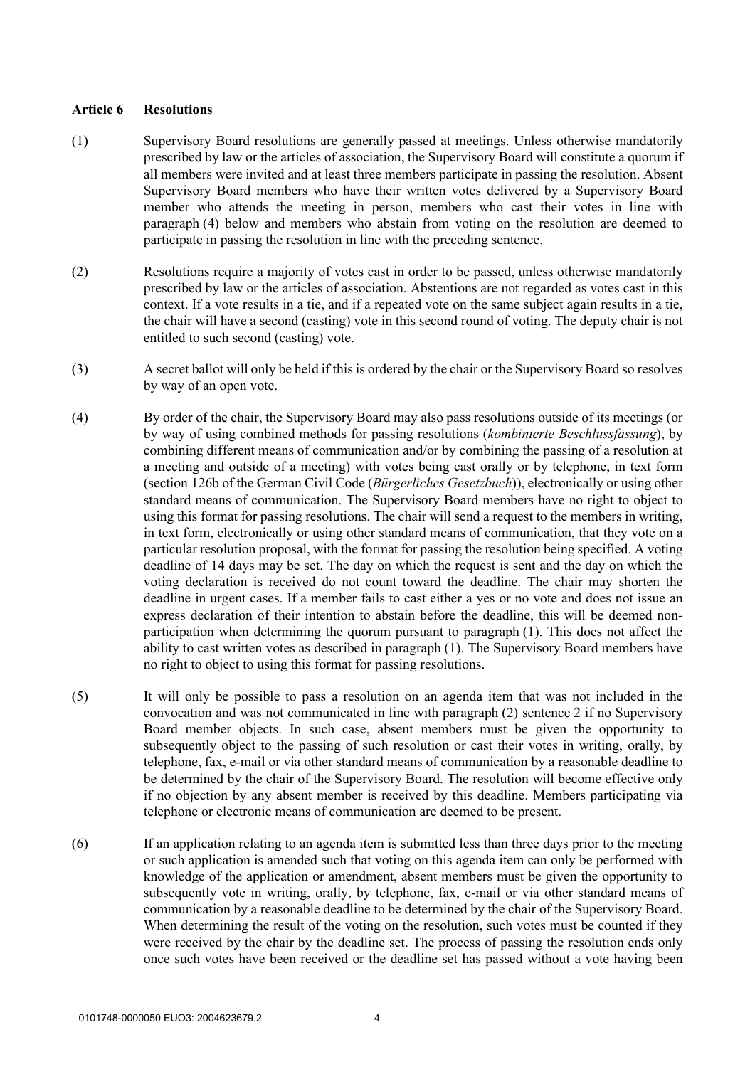### Article 6 Resolutions

(1) Supervisory Board resolutions are generally passed at meetings. Unless otherwise mandatorily prescribed by law or the articles of association, the Supervisory Board will constitute a quorum if all members were invited and at least three members participate in passing the resolution. Absent Supervisory Board members who have their written votes delivered by a Supervisory Board member who attends the meeting in person, members who cast their votes in line with paragraph (4) below and members who abstain from voting on the resolution are deemed to participate in passing the resolution in line with the preceding sentence.

(2) Resolutions require a majority of votes cast in order to be passed, unless otherwise mandatorily prescribed by law or the articles of association. Abstentions are not regarded as votes cast in this context. If a vote results in a tie, and if a repeated vote on the same subject again results in a tie, the chair will have a second (casting) vote in this second round of voting. The deputy chair is not entitled to such second (casting) vote.

(3) A secret ballot will only be held if this is ordered by the chair or the Supervisory Board so resolves by way of an open vote.

(4) By order of the chair, the Supervisory Board may also pass resolutions outside of its meetings (or by way of using combined methods for passing resolutions (*kombinierte Beschlussfassung*), by combining different means of communication and/or by combining the passing of a resolution at a meeting and outside of a meeting) with votes being cast orally or by telephone, in text form (section 126b of the German Civil Code (*Bürgerliches Gesetzbuch*)), electronically or using other standard means of communication. The Supervisory Board members have no right to object to using this format for passing resolutions. The chair will send a request to the members in writing, in text form, electronically or using other standard means of communication, that they vote on a particular resolution proposal, with the format for passing the resolution being specified. A voting deadline of 14 days may be set. The day on which the request is sent and the day on which the voting declaration is received do not count toward the deadline. The chair may shorten the deadline in urgent cases. If a member fails to cast either a yes or no vote and does not issue an express declaration of their intention to abstain before the deadline, this will be deemed non-participation when determining the quorum pursuant to paragraph (1). This does not affect the ability to cast written votes as described in paragraph (1). The Supervisory Board members have no right to object to using this format for passing resolutions.

(5) It will only be possible to pass a resolution on an agenda item that was not included in the convocation and was not communicated in line with paragraph (2) sentence 2 if no Supervisory Board member objects. In such case, absent members must be given the opportunity to subsequently object to the passing of such resolution or cast their votes in writing, orally, by telephone, fax, e-mail or via other standard means of communication by a reasonable deadline to be determined by the chair of the Supervisory Board. The resolution will become effective only if no objection by any absent member is received by this deadline. Members participating via telephone or electronic means of communication are deemed to be present.

(6) If an application relating to an agenda item is submitted less than three days prior to the meeting or such application is amended such that voting on this agenda item can only be performed with knowledge of the application or amendment, absent members must be given the opportunity to subsequently vote in writing, orally, by telephone, fax, e-mail or via other standard means of communication by a reasonable deadline to be determined by the chair of the Supervisory Board. When determining the result of the voting on the resolution, such votes must be counted if they were received by the chair by the deadline set. The process of passing the resolution ends only once such votes have been received or the deadline set has passed without a vote having been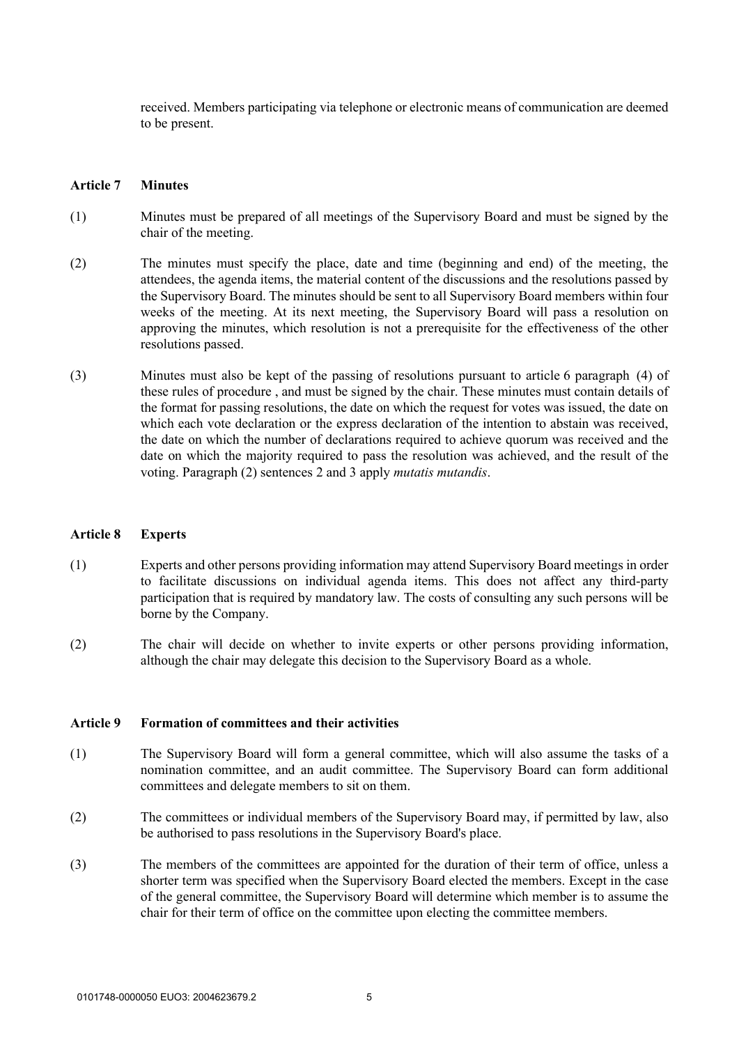received. Members participating via telephone or electronic means of communication are deemed to be present.

## Article 7 Minutes

(1) Minutes must be prepared of all meetings of the Supervisory Board and must be signed by the chair of the meeting.

(2) The minutes must specify the place, date and time (beginning and end) of the meeting, the attendees, the agenda items, the material content of the discussions and the resolutions passed by the Supervisory Board. The minutes should be sent to all Supervisory Board members within four weeks of the meeting. At its next meeting, the Supervisory Board will pass a resolution on approving the minutes, which resolution is not a prerequisite for the effectiveness of the other resolutions passed.

(3) Minutes must also be kept of the passing of resolutions pursuant to article 6 paragraph (4) of these rules of procedure , and must be signed by the chair. These minutes must contain details of the format for passing resolutions, the date on which the request for votes was issued, the date on which each vote declaration or the express declaration of the intention to abstain was received, the date on which the number of declarations required to achieve quorum was received and the date on which the majority required to pass the resolution was achieved, and the result of the voting. Paragraph (2) sentences 2 and 3 apply *mutatis mutandis*.

## Article 8 Experts

(1) Experts and other persons providing information may attend Supervisory Board meetings in order to facilitate discussions on individual agenda items. This does not affect any third-party participation that is required by mandatory law. The costs of consulting any such persons will be borne by the Company.

(2) The chair will decide on whether to invite experts or other persons providing information, although the chair may delegate this decision to the Supervisory Board as a whole.

## Article 9 Formation of committees and their activities

(1) The Supervisory Board will form a general committee, which will also assume the tasks of a nomination committee, and an audit committee. The Supervisory Board can form additional committees and delegate members to sit on them.

(2) The committees or individual members of the Supervisory Board may, if permitted by law, also be authorised to pass resolutions in the Supervisory Board's place.

(3) The members of the committees are appointed for the duration of their term of office, unless a shorter term was specified when the Supervisory Board elected the members. Except in the case of the general committee, the Supervisory Board will determine which member is to assume the chair for their term of office on the committee upon electing the committee members.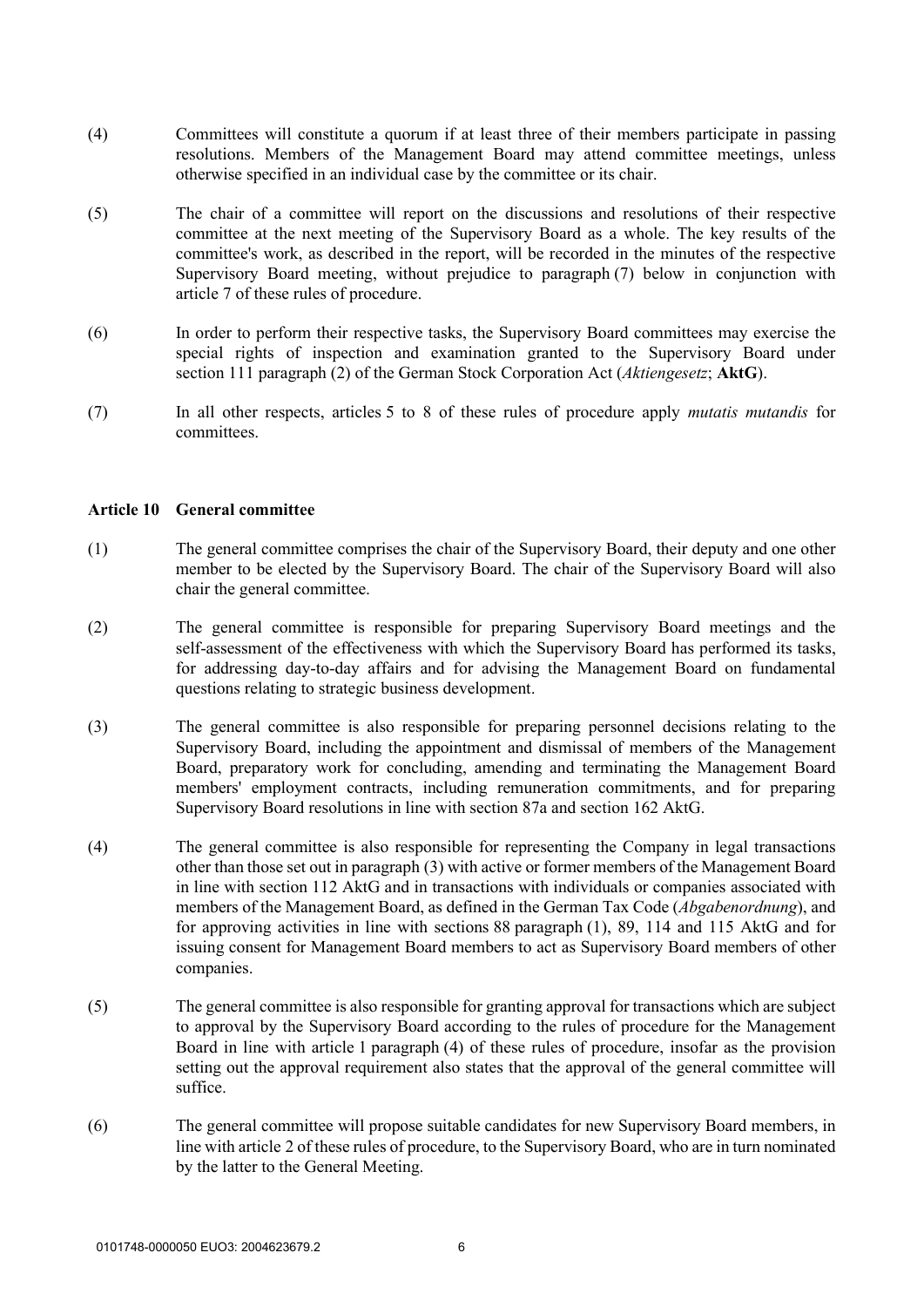(4) Committees will constitute a quorum if at least three of their members participate in passing resolutions. Members of the Management Board may attend committee meetings, unless otherwise specified in an individual case by the committee or its chair.

(5) The chair of a committee will report on the discussions and resolutions of their respective committee at the next meeting of the Supervisory Board as a whole. The key results of the committee's work, as described in the report, will be recorded in the minutes of the respective Supervisory Board meeting, without prejudice to paragraph (7) below in conjunction with article 7 of these rules of procedure.

(6) In order to perform their respective tasks, the Supervisory Board committees may exercise the special rights of inspection and examination granted to the Supervisory Board under section 111 paragraph (2) of the German Stock Corporation Act (*Aktiengesetz*; **AktG**).

(7) In all other respects, articles 5 to 8 of these rules of procedure apply *mutatis mutandis* for committees.

### Article 10 General committee

(1) The general committee comprises the chair of the Supervisory Board, their deputy and one other member to be elected by the Supervisory Board. The chair of the Supervisory Board will also chair the general committee.

(2) The general committee is responsible for preparing Supervisory Board meetings and the self-assessment of the effectiveness with which the Supervisory Board has performed its tasks, for addressing day-to-day affairs and for advising the Management Board on fundamental questions relating to strategic business development.

(3) The general committee is also responsible for preparing personnel decisions relating to the Supervisory Board, including the appointment and dismissal of members of the Management Board, preparatory work for concluding, amending and terminating the Management Board members' employment contracts, including remuneration commitments, and for preparing Supervisory Board resolutions in line with section 87a and section 162 AktG.

(4) The general committee is also responsible for representing the Company in legal transactions other than those set out in paragraph (3) with active or former members of the Management Board in line with section 112 AktG and in transactions with individuals or companies associated with members of the Management Board, as defined in the German Tax Code (*Abgabenordnung*), and for approving activities in line with sections 88 paragraph (1), 89, 114 and 115 AktG and for issuing consent for Management Board members to act as Supervisory Board members of other companies.

(5) The general committee is also responsible for granting approval for transactions which are subject to approval by the Supervisory Board according to the rules of procedure for the Management Board in line with article 1 paragraph (4) of these rules of procedure, insofar as the provision setting out the approval requirement also states that the approval of the general committee will suffice.

(6) The general committee will propose suitable candidates for new Supervisory Board members, in line with article 2 of these rules of procedure, to the Supervisory Board, who are in turn nominated by the latter to the General Meeting.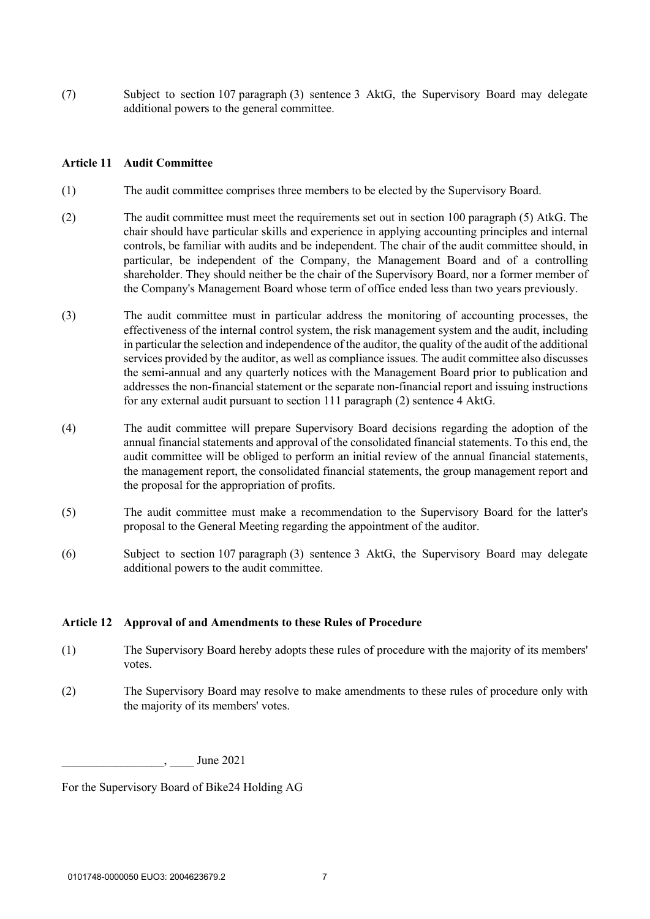(7) Subject to section 107 paragraph (3) sentence 3 AktG, the Supervisory Board may delegate additional powers to the general committee.

### Article 11 Audit Committee

(1) The audit committee comprises three members to be elected by the Supervisory Board.

(2) The audit committee must meet the requirements set out in section 100 paragraph (5) AtkG. The chair should have particular skills and experience in applying accounting principles and internal controls, be familiar with audits and be independent. The chair of the audit committee should, in particular, be independent of the Company, the Management Board and of a controlling shareholder. They should neither be the chair of the Supervisory Board, nor a former member of the Company's Management Board whose term of office ended less than two years previously.

(3) The audit committee must in particular address the monitoring of accounting processes, the effectiveness of the internal control system, the risk management system and the audit, including in particular the selection and independence of the auditor, the quality of the audit of the additional services provided by the auditor, as well as compliance issues. The audit committee also discusses the semi-annual and any quarterly notices with the Management Board prior to publication and addresses the non-financial statement or the separate non-financial report and issuing instructions for any external audit pursuant to section 111 paragraph (2) sentence 4 AktG.

(4) The audit committee will prepare Supervisory Board decisions regarding the adoption of the annual financial statements and approval of the consolidated financial statements. To this end, the audit committee will be obliged to perform an initial review of the annual financial statements, the management report, the consolidated financial statements, the group management report and the proposal for the appropriation of profits.

(5) The audit committee must make a recommendation to the Supervisory Board for the latter's proposal to the General Meeting regarding the appointment of the auditor.

(6) Subject to section 107 paragraph (3) sentence 3 AktG, the Supervisory Board may delegate additional powers to the audit committee.

### Article 12 Approval of and Amendments to these Rules of Procedure

(1) The Supervisory Board hereby adopts these rules of procedure with the majority of its members' votes.

(2) The Supervisory Board may resolve to make amendments to these rules of procedure only with the majority of its members' votes.

_________________, ____ June 2021

For the Supervisory Board of Bike24 Holding AG

0101748-0000050 EUO3: 2004623679.2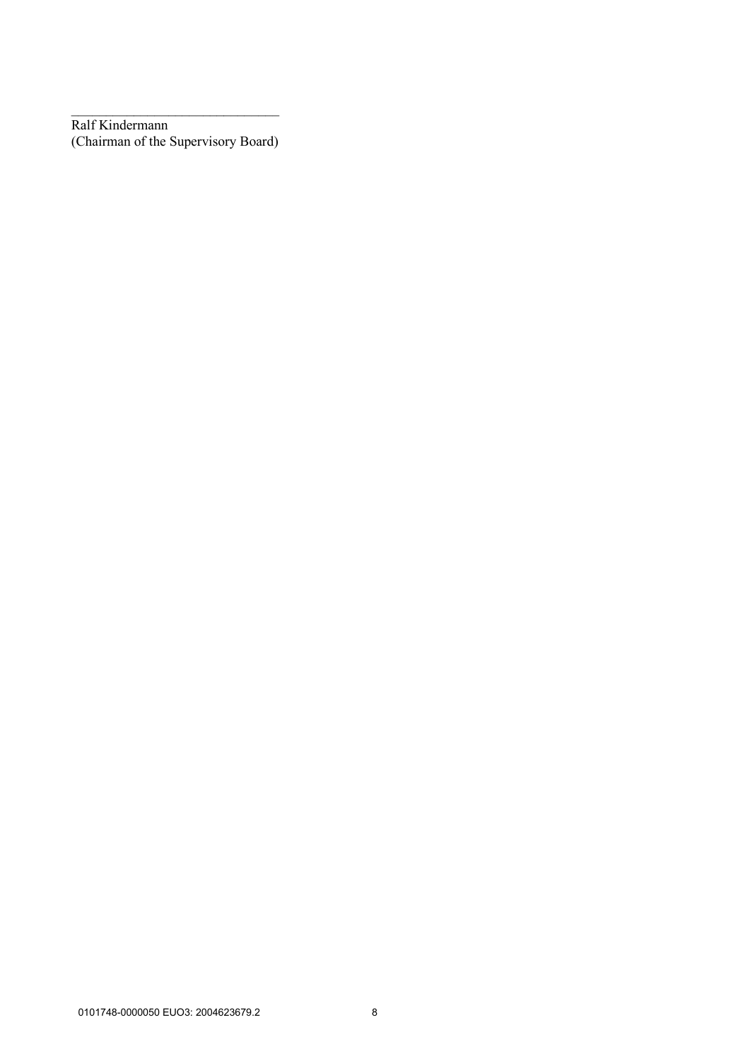\_\_\_\_\_\_\_\_\_\_\_\_\_\_\_\_\_\_\_\_\_\_\_\_\_\_\_\_\_\_

Ralf Kindermann
(Chairman of the Supervisory Board)

0101748-0000050 EUO3: 2004623679.2